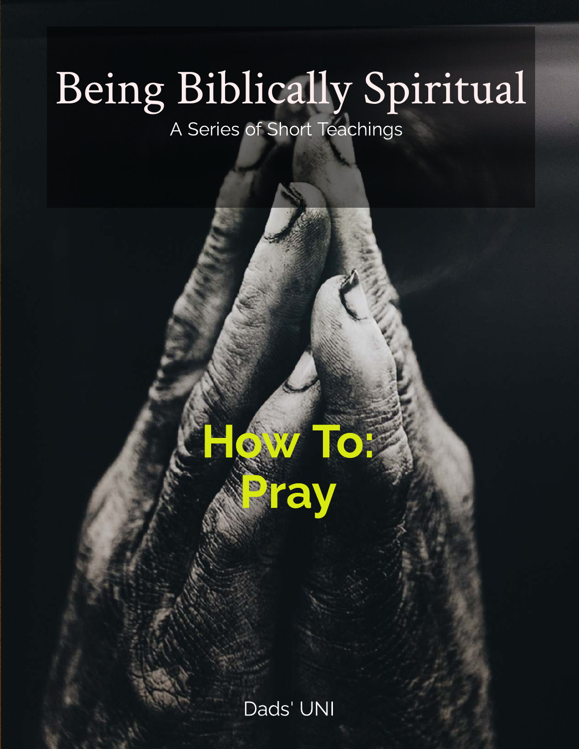# Being Biblically Spiritual

A Series of Short Teachings

## How To: Pray

Dads' UNI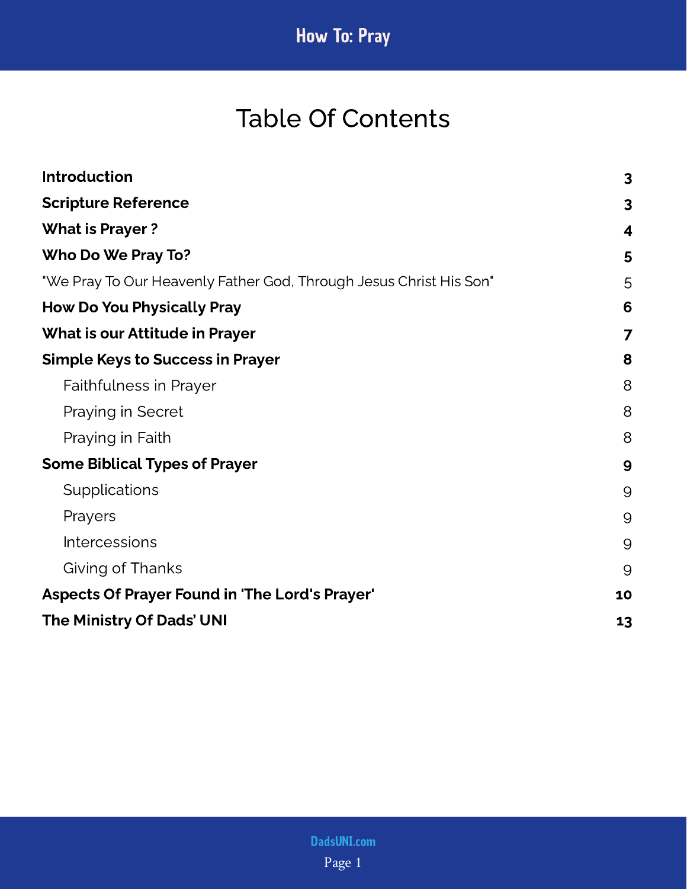# Table Of Contents

| | |
|---|---|
| **Introduction** | **3** |
| **Scripture Reference** | **3** |
| **What is Prayer ?** | **4** |
| **Who Do We Pray To?** | **5** |
| "We Pray To Our Heavenly Father God, Through Jesus Christ His Son" | 5 |
| **How Do You Physically Pray** | **6** |
| **What is our Attitude in Prayer** | **7** |
| **Simple Keys to Success in Prayer** | **8** |
| Faithfulness in Prayer | 8 |
| Praying in Secret | 8 |
| Praying in Faith | 8 |
| **Some Biblical Types of Prayer** | **9** |
| Supplications | 9 |
| Prayers | 9 |
| Intercessions | 9 |
| Giving of Thanks | 9 |
| **Aspects Of Prayer Found in 'The Lord's Prayer'** | **10** |
| **The Ministry Of Dads' UNI** | **13** |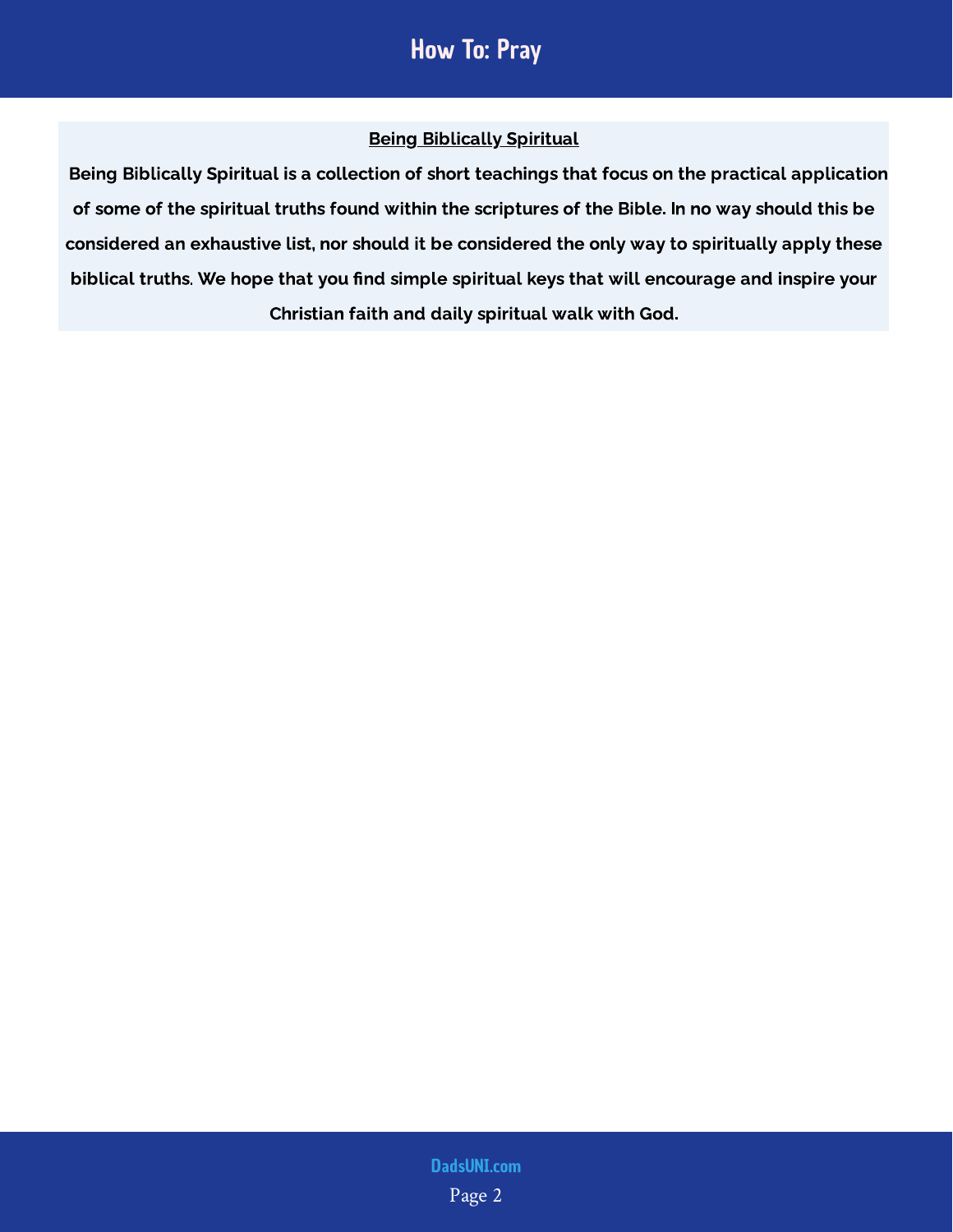**Being Biblically Spiritual**

**Being Biblically Spiritual is a collection of short teachings that focus on the practical application of some of the spiritual truths found within the scriptures of the Bible. In no way should this be considered an exhaustive list, nor should it be considered the only way to spiritually apply these biblical truths. We hope that you find simple spiritual keys that will encourage and inspire your Christian faith and daily spiritual walk with God.**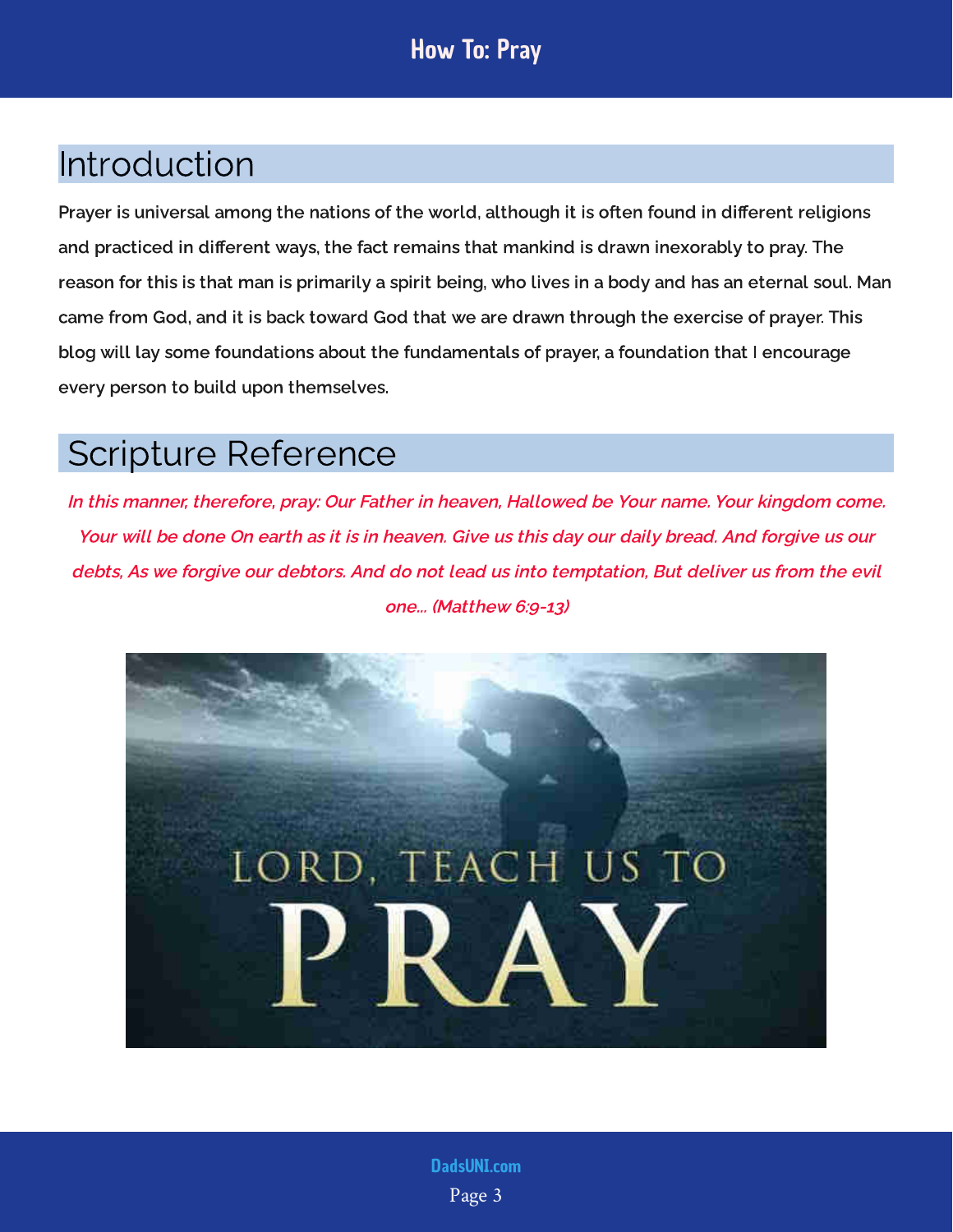## Introduction

**Prayer is universal among the nations of the world, although it is often found in different religions and practiced in different ways, the fact remains that mankind is drawn inexorably to pray. The reason for this is that man is primarily a spirit being, who lives in a body and has an eternal soul. Man came from God, and it is back toward God that we are drawn through the exercise of prayer. This blog will lay some foundations about the fundamentals of prayer, a foundation that I encourage every person to build upon themselves.**

## Scripture Reference

***In this manner, therefore, pray: Our Father in heaven, Hallowed be Your name. Your kingdom come. Your will be done On earth as it is in heaven. Give us this day our daily bread. And forgive us our debts, As we forgive our debtors. And do not lead us into temptation, But deliver us from the evil one... (Matthew 6:9-13)***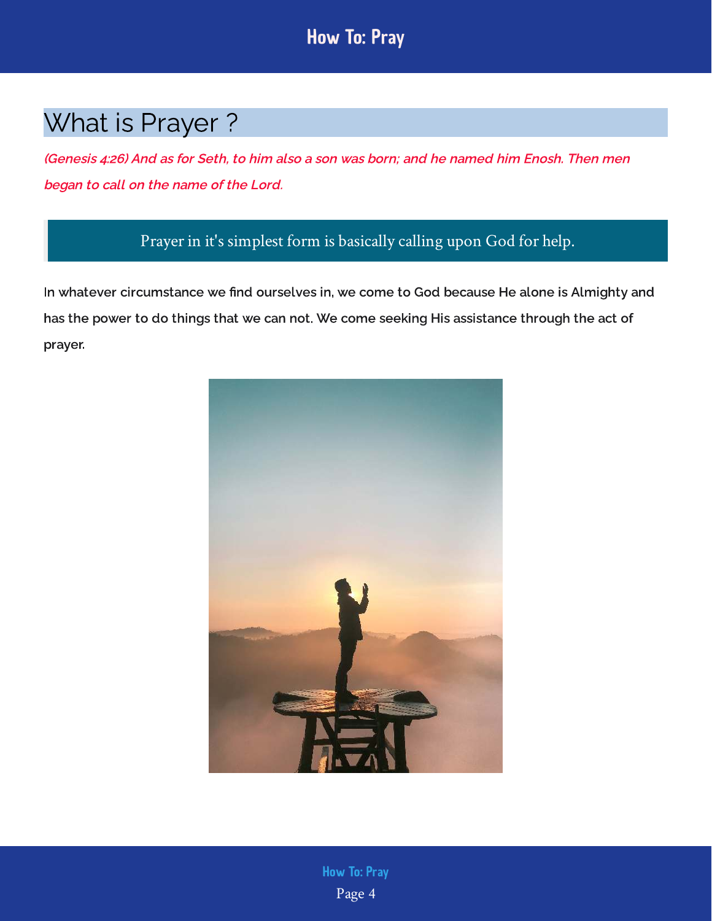# What is Prayer ?

***(Genesis 4:26) And as for Seth, to him also a son was born; and he named him Enosh. Then men began to call on the name of the Lord.***

> Prayer in it's simplest form is basically calling upon God for help.

**In whatever circumstance we find ourselves in, we come to God because He alone is Almighty and has the power to do things that we can not. We come seeking His assistance through the act of prayer.**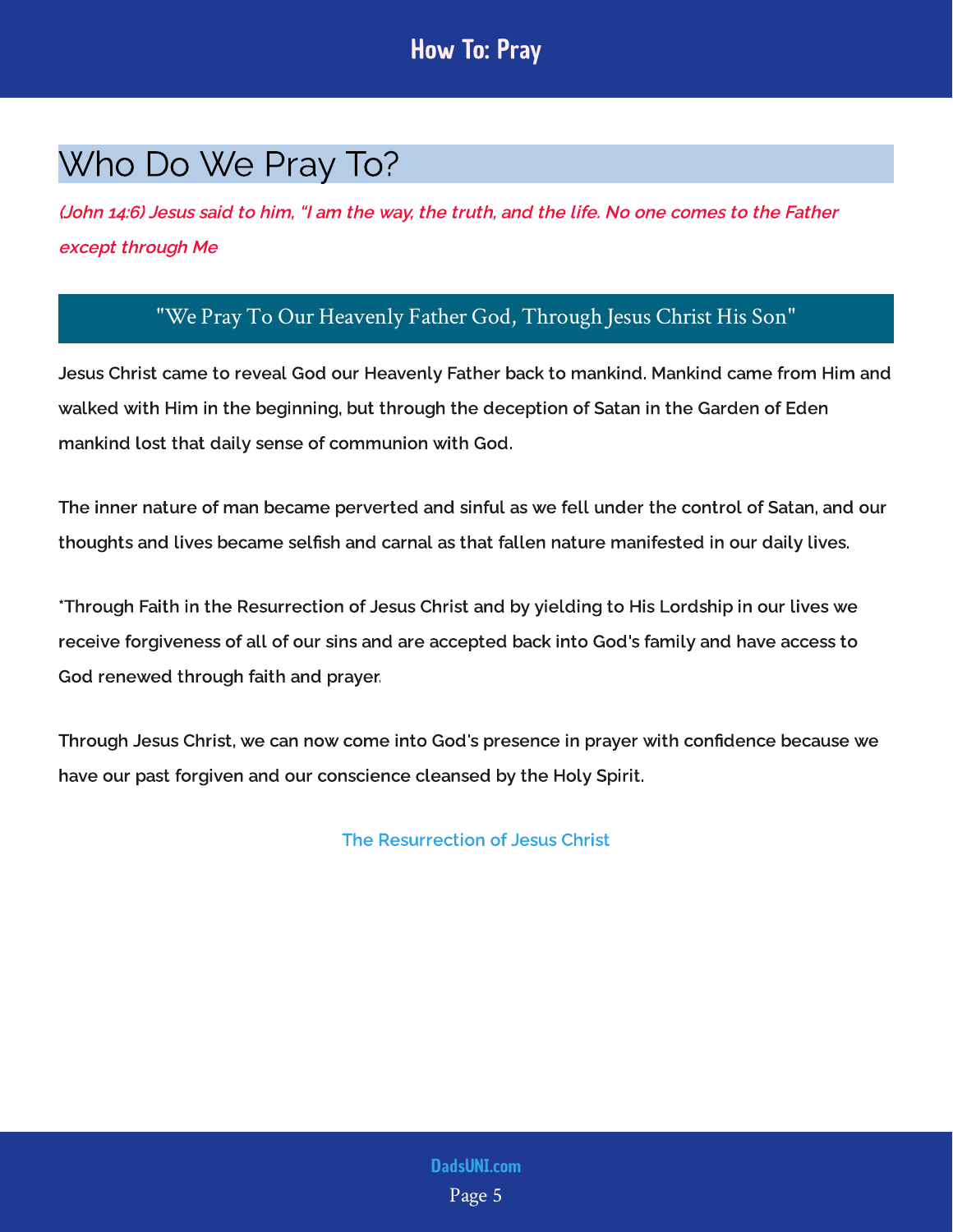# Who Do We Pray To?

*(John 14:6) Jesus said to him, "I am the way, the truth, and the life. No one comes to the Father except through Me*

## "We Pray To Our Heavenly Father God, Through Jesus Christ His Son"

**Jesus Christ came to reveal God our Heavenly Father back to mankind. Mankind came from Him and walked with Him in the beginning, but through the deception of Satan in the Garden of Eden mankind lost that daily sense of communion with God.**

**The inner nature of man became perverted and sinful as we fell under the control of Satan, and our thoughts and lives became selfish and carnal as that fallen nature manifested in our daily lives.**

**\*Through Faith in the Resurrection of Jesus Christ and by yielding to His Lordship in our lives we receive forgiveness of all of our sins and are accepted back into God's family and have access to God renewed through faith and prayer.**

**Through Jesus Christ, we can now come into God's presence in prayer with confidence because we have our past forgiven and our conscience cleansed by the Holy Spirit.**

**The Resurrection of Jesus Christ**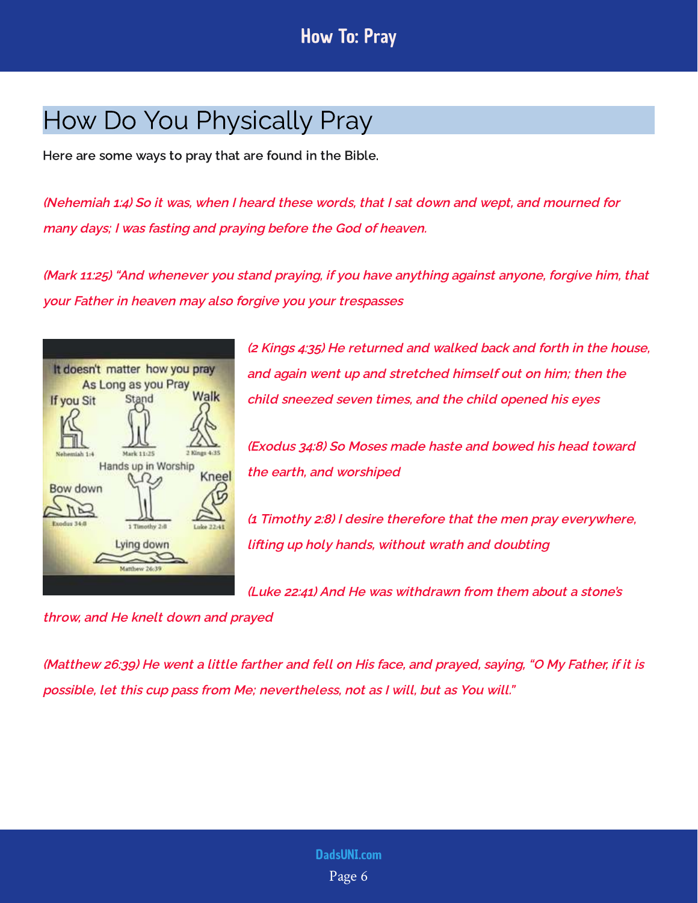## How Do You Physically Pray

**Here are some ways to pray that are found in the Bible.**

*(Nehemiah 1:4) So it was, when I heard these words, that I sat down and wept, and mourned for many days; I was fasting and praying before the God of heaven.*

*(Mark 11:25) "And whenever you stand praying, if you have anything against anyone, forgive him, that your Father in heaven may also forgive you your trespasses*

*(2 Kings 4:35) He returned and walked back and forth in the house, and again went up and stretched himself out on him; then the child sneezed seven times, and the child opened his eyes*

*(Exodus 34:8) So Moses made haste and bowed his head toward the earth, and worshiped*

*(1 Timothy 2:8) I desire therefore that the men pray everywhere, lifting up holy hands, without wrath and doubting*

*(Luke 22:41) And He was withdrawn from them about a stone's throw, and He knelt down and prayed*

*(Matthew 26:39) He went a little farther and fell on His face, and prayed, saying, "O My Father, if it is possible, let this cup pass from Me; nevertheless, not as I will, but as You will."*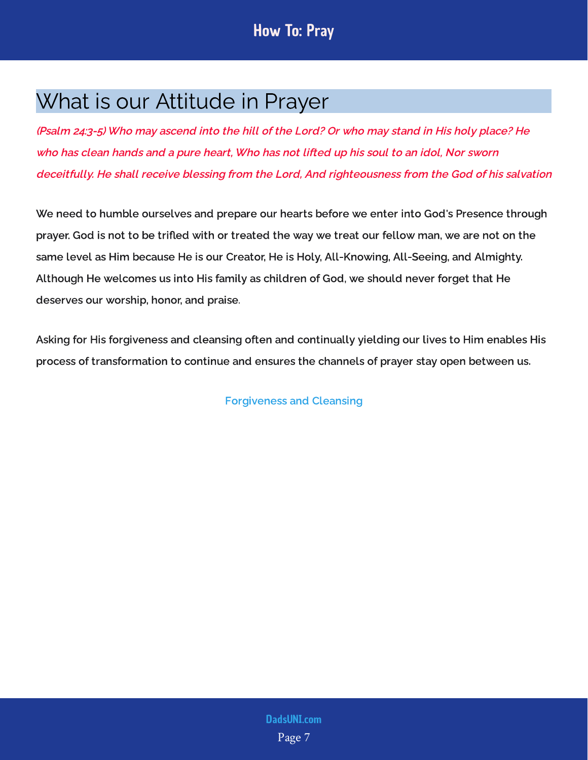## What is our Attitude in Prayer

*(Psalm 24:3-5) Who may ascend into the hill of the Lord? Or who may stand in His holy place? He who has clean hands and a pure heart, Who has not lifted up his soul to an idol, Nor sworn deceitfully. He shall receive blessing from the Lord, And righteousness from the God of his salvation*

We need to humble ourselves and prepare our hearts before we enter into God's Presence through prayer. God is not to be trifled with or treated the way we treat our fellow man, we are not on the same level as Him because He is our Creator, He is Holy, All-Knowing, All-Seeing, and Almighty. Although He welcomes us into His family as children of God, we should never forget that He deserves our worship, honor, and praise.

Asking for His forgiveness and cleansing often and continually yielding our lives to Him enables His process of transformation to continue and ensures the channels of prayer stay open between us.

Forgiveness and Cleansing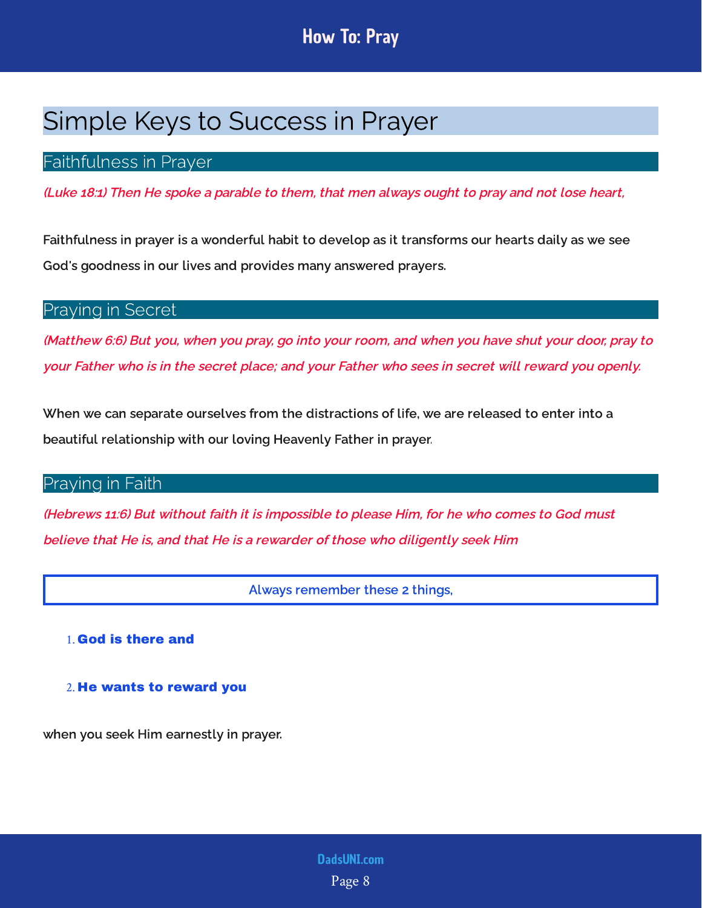# Simple Keys to Success in Prayer

## Faithfulness in Prayer

*(Luke 18:1) Then He spoke a parable to them, that men always ought to pray and not lose heart,*

Faithfulness in prayer is a wonderful habit to develop as it transforms our hearts daily as we see God's goodness in our lives and provides many answered prayers.

## Praying in Secret

*(Matthew 6:6) But you, when you pray, go into your room, and when you have shut your door, pray to your Father who is in the secret place; and your Father who sees in secret will reward you openly.*

When we can separate ourselves from the distractions of life, we are released to enter into a beautiful relationship with our loving Heavenly Father in prayer.

## Praying in Faith

*(Hebrews 11:6) But without faith it is impossible to please Him, for he who comes to God must believe that He is, and that He is a rewarder of those who diligently seek Him*

Always remember these 2 things,

1. **God is there and**
2. **He wants to reward you**

when you seek Him earnestly in prayer.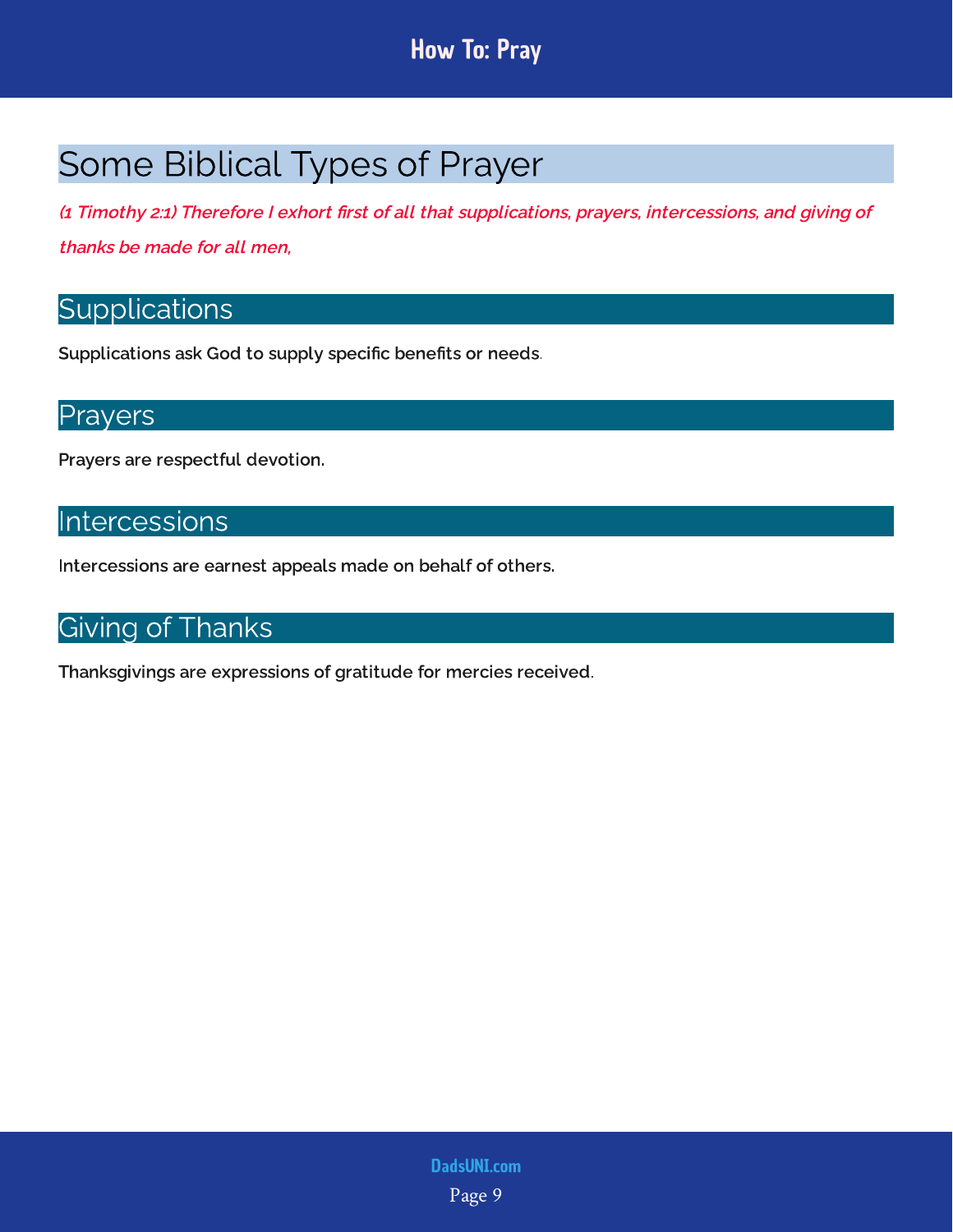# Some Biblical Types of Prayer

***(1 Timothy 2:1) Therefore I exhort first of all that supplications, prayers, intercessions, and giving of thanks be made for all men,***

## Supplications

**Supplications ask God to supply specific benefits or needs**.

## Prayers

**Prayers are respectful devotion.**

## Intercessions

**Intercessions are earnest appeals made on behalf of others.**

## Giving of Thanks

**Thanksgivings are expressions of gratitude for mercies received**.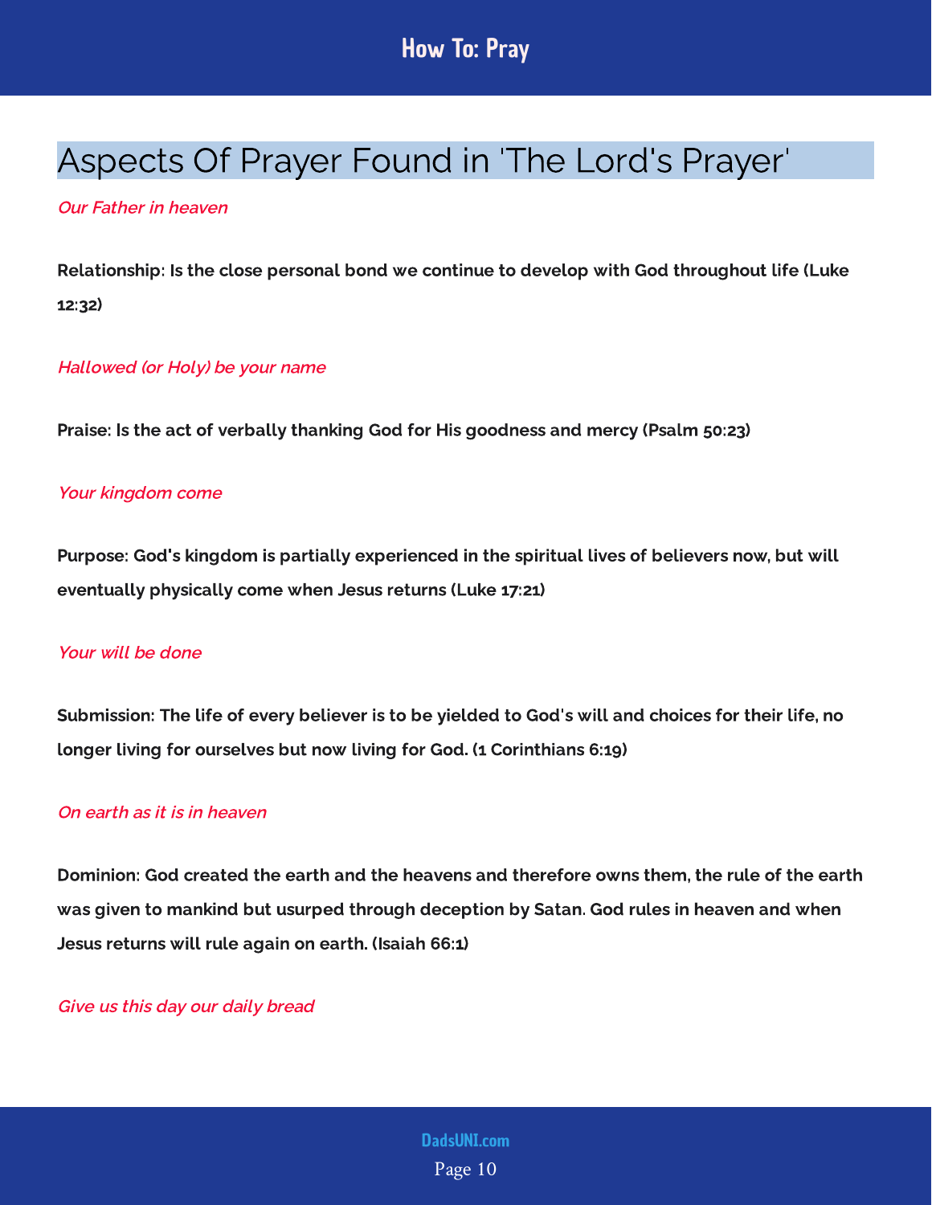## Aspects Of Prayer Found in 'The Lord's Prayer'

*Our Father in heaven*

**Relationship: Is the close personal bond we continue to develop with God throughout life (Luke 12:32)**

*Hallowed (or Holy) be your name*

**Praise: Is the act of verbally thanking God for His goodness and mercy (Psalm 50:23)**

*Your kingdom come*

**Purpose: God's kingdom is partially experienced in the spiritual lives of believers now, but will eventually physically come when Jesus returns (Luke 17:21)**

*Your will be done*

**Submission: The life of every believer is to be yielded to God's will and choices for their life, no longer living for ourselves but now living for God. (1 Corinthians 6:19)**

*On earth as it is in heaven*

**Dominion: God created the earth and the heavens and therefore owns them, the rule of the earth was given to mankind but usurped through deception by Satan. God rules in heaven and when Jesus returns will rule again on earth. (Isaiah 66:1)**

*Give us this day our daily bread*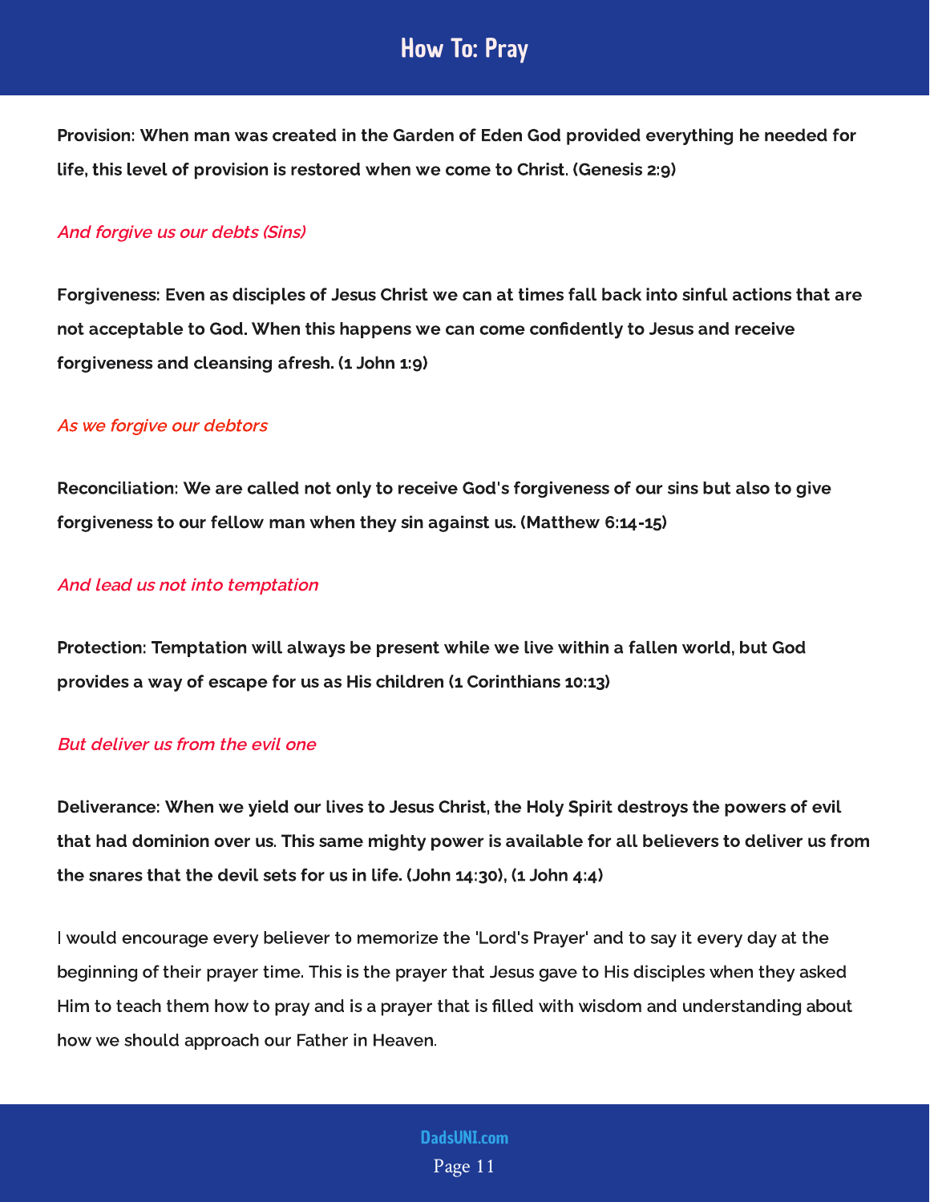**Provision: When man was created in the Garden of Eden God provided everything he needed for life, this level of provision is restored when we come to Christ. (Genesis 2:9)**

*And forgive us our debts (Sins)*

**Forgiveness: Even as disciples of Jesus Christ we can at times fall back into sinful actions that are not acceptable to God. When this happens we can come confidently to Jesus and receive forgiveness and cleansing afresh. (1 John 1:9)**

*As we forgive our debtors*

**Reconciliation: We are called not only to receive God's forgiveness of our sins but also to give forgiveness to our fellow man when they sin against us. (Matthew 6:14-15)**

*And lead us not into temptation*

**Protection: Temptation will always be present while we live within a fallen world, but God provides a way of escape for us as His children (1 Corinthians 10:13)**

*But deliver us from the evil one*

**Deliverance: When we yield our lives to Jesus Christ, the Holy Spirit destroys the powers of evil that had dominion over us. This same mighty power is available for all believers to deliver us from the snares that the devil sets for us in life. (John 14:30), (1 John 4:4)**

I would encourage every believer to memorize the 'Lord's Prayer' and to say it every day at the beginning of their prayer time. This is the prayer that Jesus gave to His disciples when they asked Him to teach them how to pray and is a prayer that is filled with wisdom and understanding about how we should approach our Father in Heaven.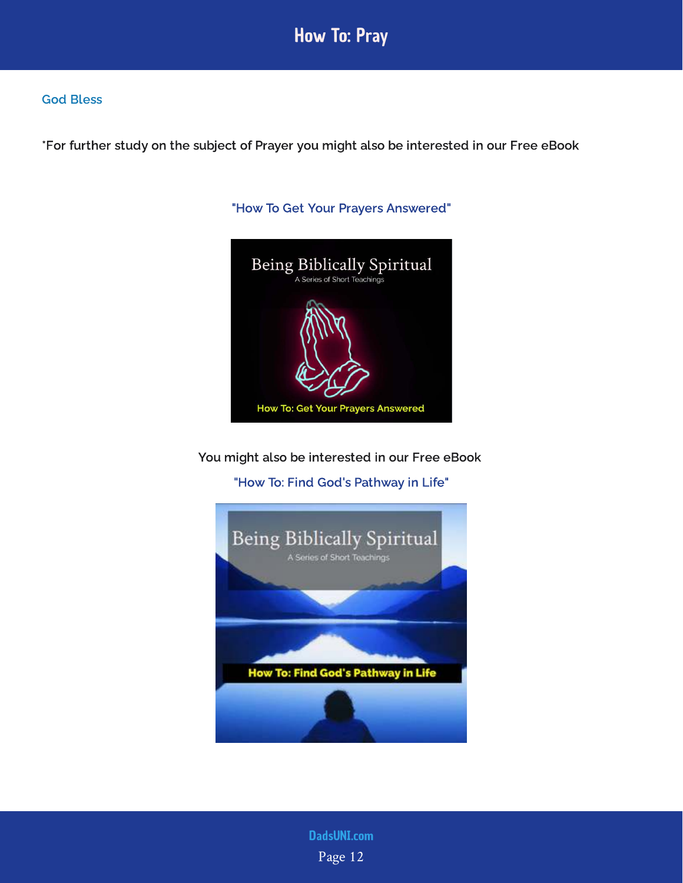God Bless

*For further study on the subject of Prayer you might also be interested in our Free eBook

"How To Get Your Prayers Answered"

You might also be interested in our Free eBook

"How To: Find God's Pathway in Life"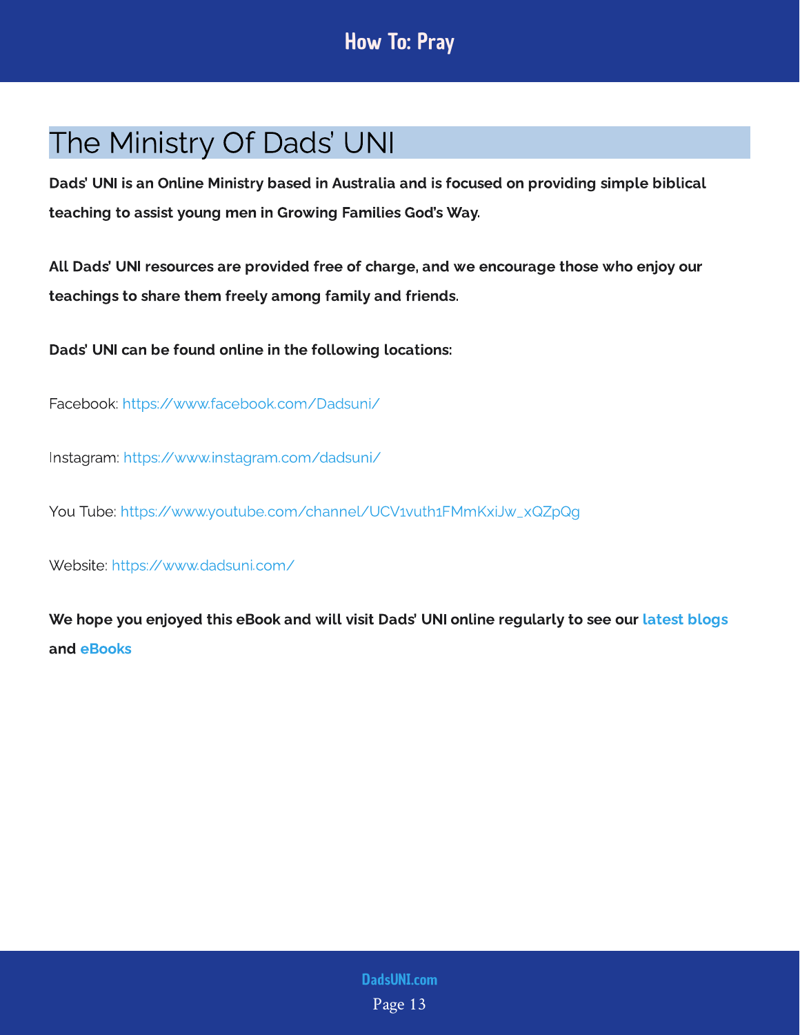## The Ministry Of Dads' UNI

**Dads' UNI is an Online Ministry based in Australia and is focused on providing simple biblical teaching to assist young men in Growing Families God's Way.**

**All Dads' UNI resources are provided free of charge, and we encourage those who enjoy our teachings to share them freely among family and friends.**

**Dads' UNI can be found online in the following locations:**

Facebook: https://www.facebook.com/Dadsuni/

Instagram: https://www.instagram.com/dadsuni/

You Tube: https://www.youtube.com/channel/UCV1vuth1FMmKxiJw_xQZpQg

Website: https://www.dadsuni.com/

**We hope you enjoyed this eBook and will visit Dads' UNI online regularly to see our latest blogs and eBooks**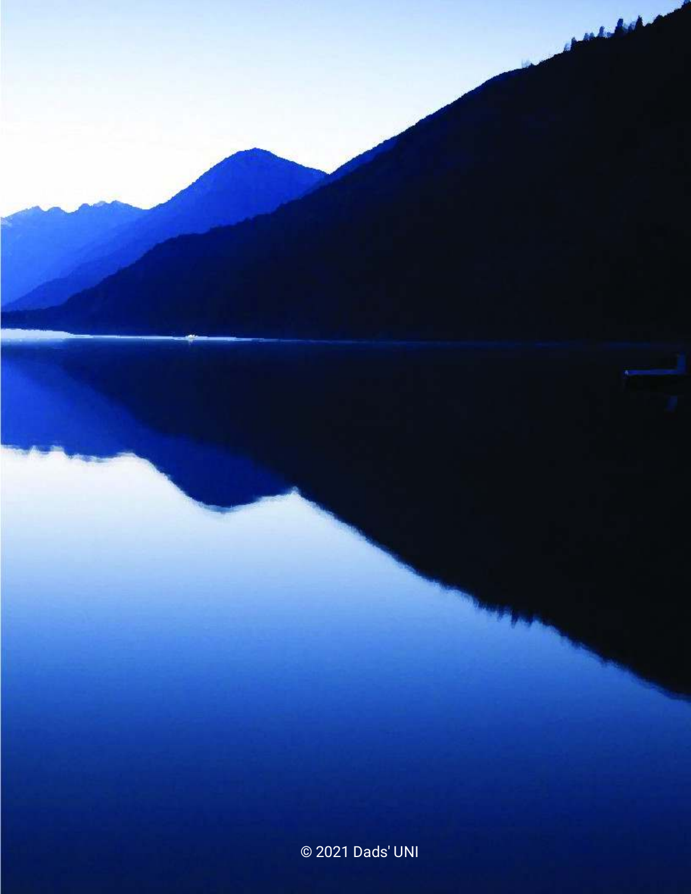© 2021 Dads' UNI